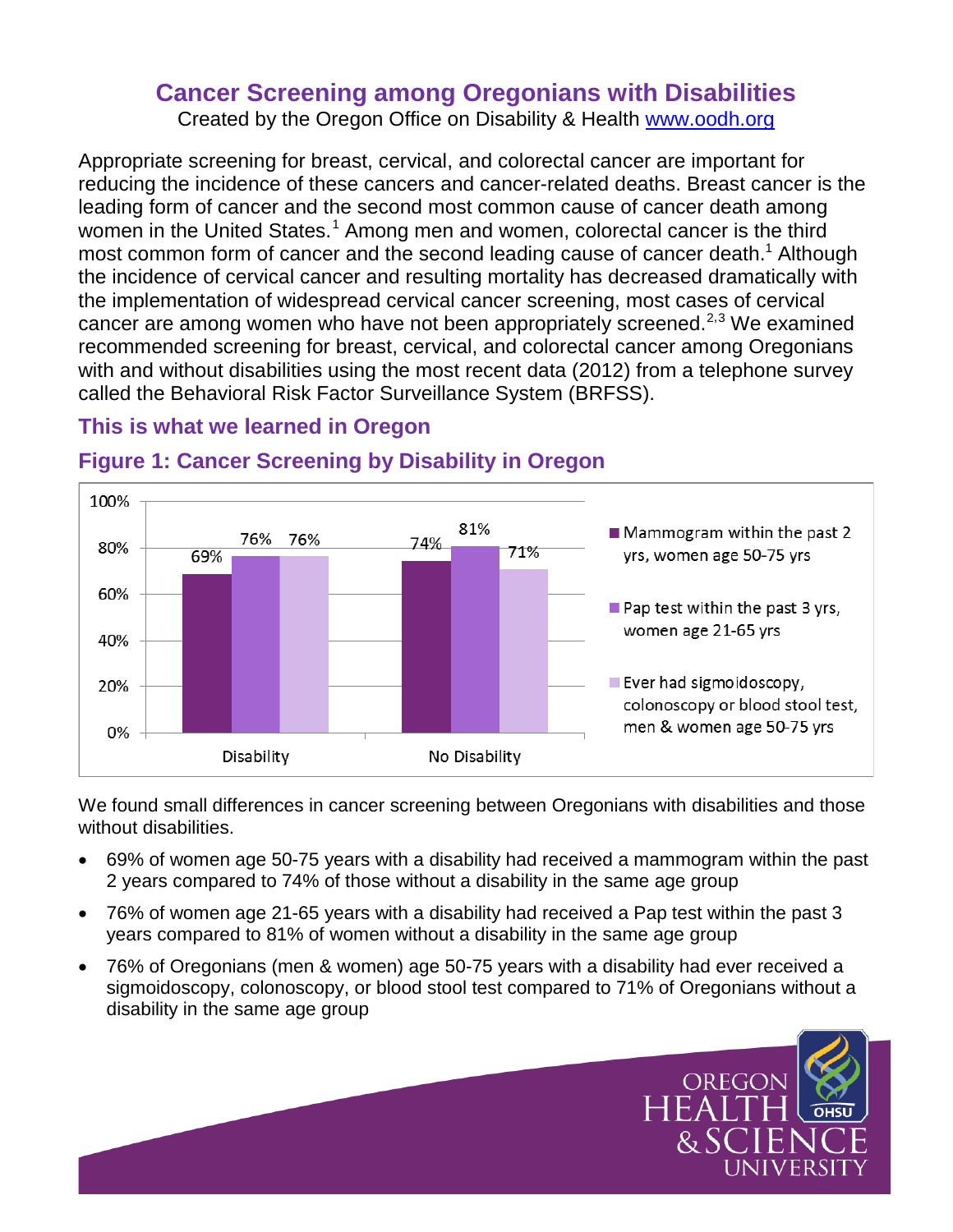# Cancer Screening among Oregonians with Disabilities

Created by the Oregon Office on Disability & Health www.oodh.org

Appropriate screening for breast, cervical, and colorectal cancer are important for reducing the incidence of these cancers and cancer-related deaths. Breast cancer is the leading form of cancer and the second most common cause of cancer death among women in the United States.[1] Among men and women, colorectal cancer is the third most common form of cancer and the second leading cause of cancer death.[1] Although the incidence of cervical cancer and resulting mortality has decreased dramatically with the implementation of widespread cervical cancer screening, most cases of cervical cancer are among women who have not been appropriately screened.[2,3] We examined recommended screening for breast, cervical, and colorectal cancer among Oregonians with and without disabilities using the most recent data (2012) from a telephone survey called the Behavioral Risk Factor Surveillance System (BRFSS).

## This is what we learned in Oregon

### Figure 1: Cancer Screening by Disability in Oregon

| | Mammogram within the past 2 yrs, women age 50-75 yrs | Pap test within the past 3 yrs, women age 21-65 yrs | Ever had sigmoidoscopy, colonoscopy or blood stool test, men & women age 50-75 yrs |
|---|---|---|---|
| Disability | 69% | 76% | 76% |
| No Disability | 74% | 81% | 71% |

We found small differences in cancer screening between Oregonians with disabilities and those without disabilities.

- 69% of women age 50-75 years with a disability had received a mammogram within the past 2 years compared to 74% of those without a disability in the same age group
- 76% of women age 21-65 years with a disability had received a Pap test within the past 3 years compared to 81% of women without a disability in the same age group
- 76% of Oregonians (men & women) age 50-75 years with a disability had ever received a sigmoidoscopy, colonoscopy, or blood stool test compared to 71% of Oregonians without a disability in the same age group

OREGON HEALTH & SCIENCE UNIVERSITY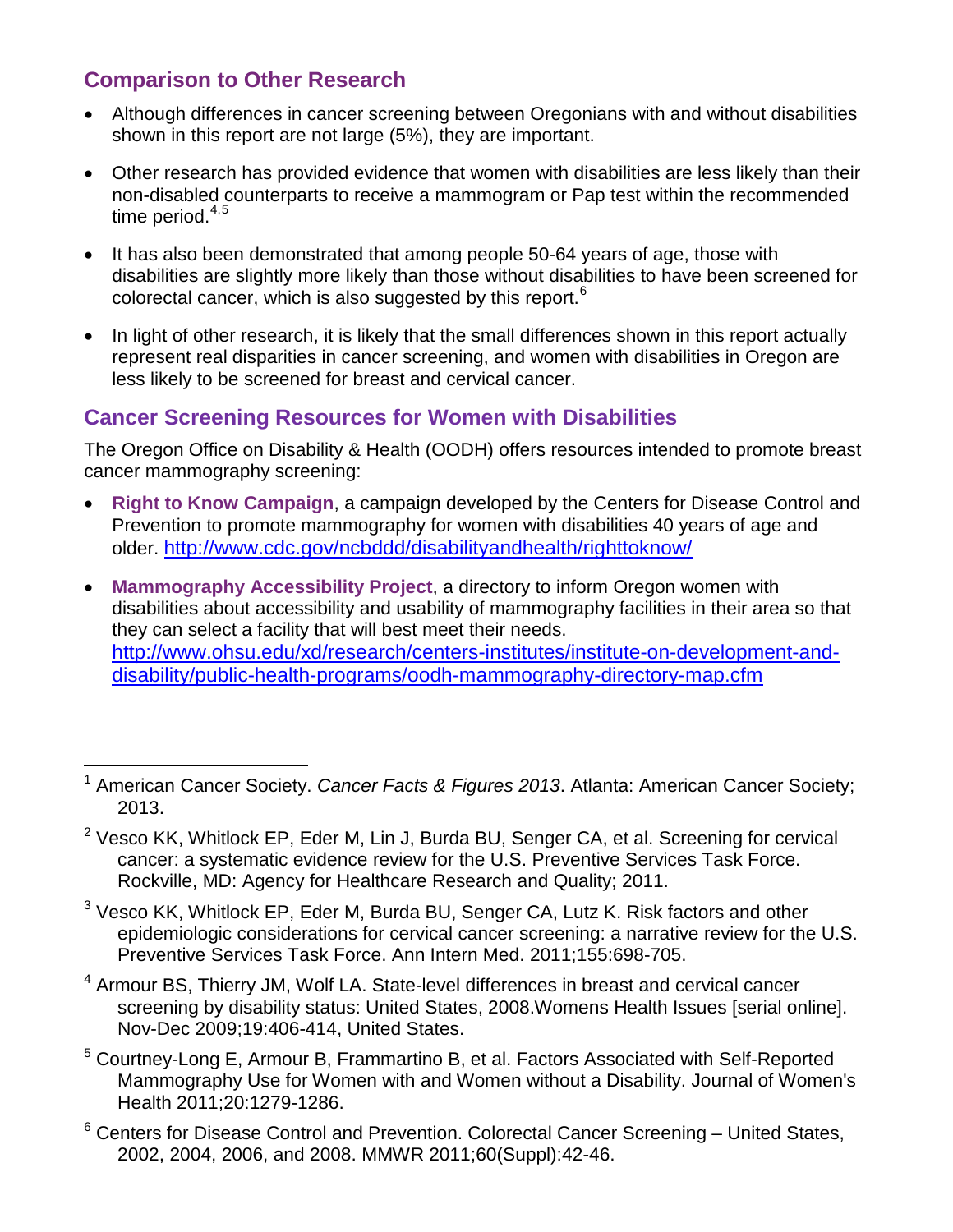## Comparison to Other Research

- Although differences in cancer screening between Oregonians with and without disabilities shown in this report are not large (5%), they are important.
- Other research has provided evidence that women with disabilities are less likely than their non-disabled counterparts to receive a mammogram or Pap test within the recommended time period.[4,5]
- It has also been demonstrated that among people 50-64 years of age, those with disabilities are slightly more likely than those without disabilities to have been screened for colorectal cancer, which is also suggested by this report.[6]
- In light of other research, it is likely that the small differences shown in this report actually represent real disparities in cancer screening, and women with disabilities in Oregon are less likely to be screened for breast and cervical cancer.

## Cancer Screening Resources for Women with Disabilities

The Oregon Office on Disability & Health (OODH) offers resources intended to promote breast cancer mammography screening:

- **Right to Know Campaign**, a campaign developed by the Centers for Disease Control and Prevention to promote mammography for women with disabilities 40 years of age and older. http://www.cdc.gov/ncbddd/disabilityandhealth/righttoknow/
- **Mammography Accessibility Project**, a directory to inform Oregon women with disabilities about accessibility and usability of mammography facilities in their area so that they can select a facility that will best meet their needs. http://www.ohsu.edu/xd/research/centers-institutes/institute-on-development-and-disability/public-health-programs/oodh-mammography-directory-map.cfm

---

[1] American Cancer Society. *Cancer Facts & Figures 2013*. Atlanta: American Cancer Society; 2013.

[2] Vesco KK, Whitlock EP, Eder M, Lin J, Burda BU, Senger CA, et al. Screening for cervical cancer: a systematic evidence review for the U.S. Preventive Services Task Force. Rockville, MD: Agency for Healthcare Research and Quality; 2011.

[3] Vesco KK, Whitlock EP, Eder M, Burda BU, Senger CA, Lutz K. Risk factors and other epidemiologic considerations for cervical cancer screening: a narrative review for the U.S. Preventive Services Task Force. Ann Intern Med. 2011;155:698-705.

[4] Armour BS, Thierry JM, Wolf LA. State-level differences in breast and cervical cancer screening by disability status: United States, 2008.Womens Health Issues [serial online]. Nov-Dec 2009;19:406-414, United States.

[5] Courtney-Long E, Armour B, Frammartino B, et al. Factors Associated with Self-Reported Mammography Use for Women with and Women without a Disability. Journal of Women's Health 2011;20:1279-1286.

[6] Centers for Disease Control and Prevention. Colorectal Cancer Screening – United States, 2002, 2004, 2006, and 2008. MMWR 2011;60(Suppl):42-46.